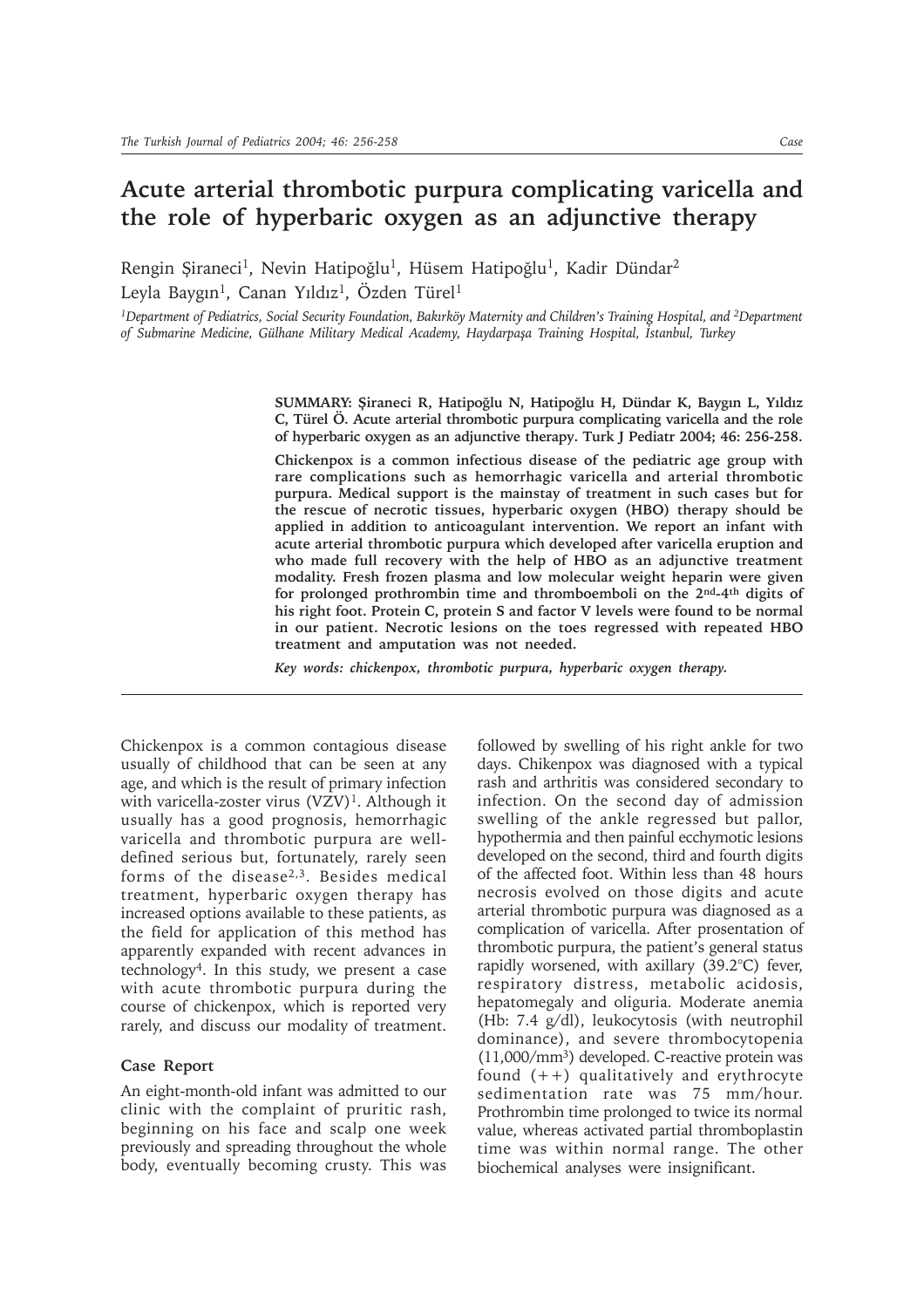# Acute arterial thrombotic purpura complicating varicella and the role of hyperbaric oxygen as an adjunctive therapy

Rengin Şiraneci[1], Nevin Hatipoğlu[1], Hüsem Hatipoğlu[1], Kadir Dündar[2]
Leyla Baygın[1], Canan Yıldız[1], Özden Türel[1]

*[1]Department of Pediatrics, Social Security Foundation, Bakırköy Maternity and Children's Training Hospital, and [2]Department of Submarine Medicine, Gülhane Military Medical Academy, Haydarpaşa Training Hospital, İstanbul, Turkey*

**SUMMARY: Şiraneci R, Hatipoğlu N, Hatipoğlu H, Dündar K, Baygın L, Yıldız C, Türel Ö. Acute arterial thrombotic purpura complicating varicella and the role of hyperbaric oxygen as an adjunctive therapy. Turk J Pediatr 2004; 46: 256-258.**

**Chickenpox is a common infectious disease of the pediatric age group with rare complications such as hemorrhagic varicella and arterial thrombotic purpura. Medical support is the mainstay of treatment in such cases but for the rescue of necrotic tissues, hyperbaric oxygen (HBO) therapy should be applied in addition to anticoagulant intervention. We report an infant with acute arterial thrombotic purpura which developed after varicella eruption and who made full recovery with the help of HBO as an adjunctive treatment modality. Fresh frozen plasma and low molecular weight heparin were given for prolonged prothrombin time and thromboemboli on the 2nd-4th digits of his right foot. Protein C, protein S and factor V levels were found to be normal in our patient. Necrotic lesions on the toes regressed with repeated HBO treatment and amputation was not needed.**

***Key words: chickenpox, thrombotic purpura, hyperbaric oxygen therapy.***

Chickenpox is a common contagious disease usually of childhood that can be seen at any age, and which is the result of primary infection with varicella-zoster virus (VZV)[1]. Although it usually has a good prognosis, hemorrhagic varicella and thrombotic purpura are well-defined serious but, fortunately, rarely seen forms of the disease[2,3]. Besides medical treatment, hyperbaric oxygen therapy has increased options available to these patients, as the field for application of this method has apparently expanded with recent advances in technology[4]. In this study, we present a case with acute thrombotic purpura during the course of chickenpox, which is reported very rarely, and discuss our modality of treatment.

## Case Report

An eight-month-old infant was admitted to our clinic with the complaint of pruritic rash, beginning on his face and scalp one week previously and spreading throughout the whole body, eventually becoming crusty. This was followed by swelling of his right ankle for two days. Chikenpox was diagnosed with a typical rash and arthritis was considered secondary to infection. On the second day of admission swelling of the ankle regressed but pallor, hypothermia and then painful ecchymotic lesions developed on the second, third and fourth digits of the affected foot. Within less than 48 hours necrosis evolved on those digits and acute arterial thrombotic purpura was diagnosed as a complication of varicella. After prosentation of thrombotic purpura, the patient's general status rapidly worsened, with axillary (39.2°C) fever, respiratory distress, metabolic acidosis, hepatomegaly and oliguria. Moderate anemia (Hb: 7.4 g/dl), leukocytosis (with neutrophil dominance), and severe thrombocytopenia (11,000/mm$^3$) developed. C-reactive protein was found (++) qualitatively and erythrocyte sedimentation rate was 75 mm/hour. Prothrombin time prolonged to twice its normal value, whereas activated partial thromboplastin time was within normal range. The other biochemical analyses were insignificant.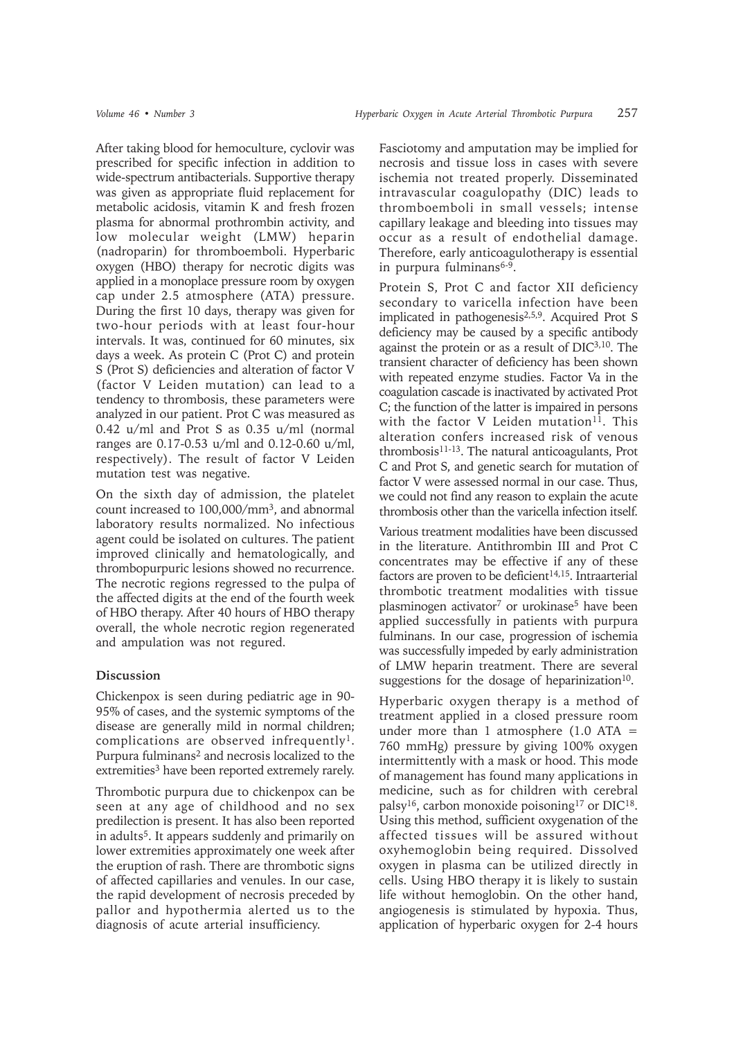After taking blood for hemoculture, cyclovir was prescribed for specific infection in addition to wide-spectrum antibacterials. Supportive therapy was given as appropriate fluid replacement for metabolic acidosis, vitamin K and fresh frozen plasma for abnormal prothrombin activity, and low molecular weight (LMW) heparin (nadroparin) for thromboemboli. Hyperbaric oxygen (HBO) therapy for necrotic digits was applied in a monoplace pressure room by oxygen cap under 2.5 atmosphere (ATA) pressure. During the first 10 days, therapy was given for two-hour periods with at least four-hour intervals. It was, continued for 60 minutes, six days a week. As protein C (Prot C) and protein S (Prot S) deficiencies and alteration of factor V (factor V Leiden mutation) can lead to a tendency to thrombosis, these parameters were analyzed in our patient. Prot C was measured as 0.42 u/ml and Prot S as 0.35 u/ml (normal ranges are 0.17-0.53 u/ml and 0.12-0.60 u/ml, respectively). The result of factor V Leiden mutation test was negative.

On the sixth day of admission, the platelet count increased to 100,000/mm$^3$, and abnormal laboratory results normalized. No infectious agent could be isolated on cultures. The patient improved clinically and hematologically, and thrombopurpuric lesions showed no recurrence. The necrotic regions regressed to the pulpa of the affected digits at the end of the fourth week of HBO therapy. After 40 hours of HBO therapy overall, the whole necrotic region regenerated and ampulation was not regured.

## Discussion

Chickenpox is seen during pediatric age in 90-95% of cases, and the systemic symptoms of the disease are generally mild in normal children; complications are observed infrequently[1]. Purpura fulminans[2] and necrosis localized to the extremities[3] have been reported extremely rarely.

Thrombotic purpura due to chickenpox can be seen at any age of childhood and no sex predilection is present. It has also been reported in adults[5]. It appears suddenly and primarily on lower extremities approximately one week after the eruption of rash. There are thrombotic signs of affected capillaries and venules. In our case, the rapid development of necrosis preceded by pallor and hypothermia alerted us to the diagnosis of acute arterial insufficiency.

Fasciotomy and amputation may be implied for necrosis and tissue loss in cases with severe ischemia not treated properly. Disseminated intravascular coagulopathy (DIC) leads to thromboemboli in small vessels; intense capillary leakage and bleeding into tissues may occur as a result of endothelial damage. Therefore, early anticoagulotherapy is essential in purpura fulminans[6-9].

Protein S, Prot C and factor XII deficiency secondary to varicella infection have been implicated in pathogenesis[2,5,9]. Acquired Prot S deficiency may be caused by a specific antibody against the protein or as a result of DIC[3,10]. The transient character of deficiency has been shown with repeated enzyme studies. Factor Va in the coagulation cascade is inactivated by activated Prot C; the function of the latter is impaired in persons with the factor V Leiden mutation[11]. This alteration confers increased risk of venous thrombosis[11-13]. The natural anticoagulants, Prot C and Prot S, and genetic search for mutation of factor V were assessed normal in our case. Thus, we could not find any reason to explain the acute thrombosis other than the varicella infection itself.

Various treatment modalities have been discussed in the literature. Antithrombin III and Prot C concentrates may be effective if any of these factors are proven to be deficient[14,15]. Intraarterial thrombotic treatment modalities with tissue plasminogen activator[7] or urokinase[5] have been applied successfully in patients with purpura fulminans. In our case, progression of ischemia was successfully impeded by early administration of LMW heparin treatment. There are several suggestions for the dosage of heparinization[10].

Hyperbaric oxygen therapy is a method of treatment applied in a closed pressure room under more than 1 atmosphere (1.0 ATA = 760 mmHg) pressure by giving 100% oxygen intermittently with a mask or hood. This mode of management has found many applications in medicine, such as for children with cerebral palsy[16], carbon monoxide poisoning[17] or DIC[18]. Using this method, sufficient oxygenation of the affected tissues will be assured without oxyhemoglobin being required. Dissolved oxygen in plasma can be utilized directly in cells. Using HBO therapy it is likely to sustain life without hemoglobin. On the other hand, angiogenesis is stimulated by hypoxia. Thus, application of hyperbaric oxygen for 2-4 hours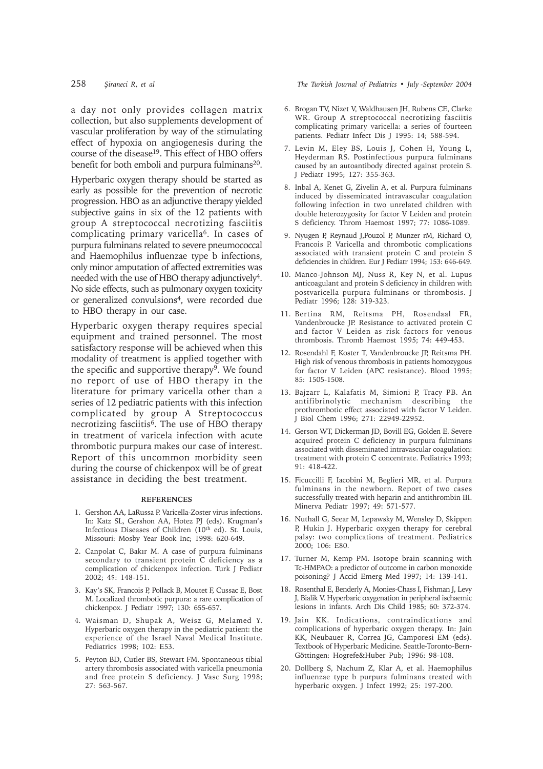a day not only provides collagen matrix collection, but also supplements development of vascular proliferation by way of the stimulating effect of hypoxia on angiogenesis during the course of the disease[19]. This effect of HBO offers benefit for both emboli and purpura fulminans[20].

Hyperbaric oxygen therapy should be started as early as possible for the prevention of necrotic progression. HBO as an adjunctive therapy yielded subjective gains in six of the 12 patients with group A streptococcal necrotizing fasciitis complicating primary varicella[6]. In cases of purpura fulminans related to severe pneumococcal and Haemophilus influenzae type b infections, only minor amputation of affected extremities was needed with the use of HBO therapy adjunctively[4]. No side effects, such as pulmonary oxygen toxicity or generalized convulsions[4], were recorded due to HBO therapy in our case.

Hyperbaric oxygen therapy requires special equipment and trained personnel. The most satisfactory response will be achieved when this modality of treatment is applied together with the specific and supportive therapy[9]. We found no report of use of HBO therapy in the literature for primary varicella other than a series of 12 pediatric patients with this infection complicated by group A Streptococcus necrotizing fasciitis[6]. The use of HBO therapy in treatment of varicela infection with acute thrombotic purpura makes our case of interest. Report of this uncommon morbidity seen during the course of chickenpox will be of great assistance in deciding the best treatment.

## REFERENCES

1. Gershon AA, LaRussa P. Varicella-Zoster virus infections. In: Katz SL, Gershon AA, Hotez PJ (eds). Krugman's Infectious Diseases of Children (10th ed). St. Louis, Missouri: Mosby Year Book Inc; 1998: 620-649.
2. Canpolat C, Bakır M. A case of purpura fulminans secondary to transient protein C deficiency as a complication of chickenpox infection. Turk J Pediatr 2002; 4$: 148-151.
3. Kay's SK, Francois P, Pollack B, Moutet F, Cussac E, Bost M. Localized thrombotic purpura: a rare complication of chickenpox. J Pediatr 1997; 130: 655-657.
4. Waisman D, Shupak A, Weisz G, Melamed Y. Hyperbaric oxygen therapy in the pediatric patient: the experience of the Israel Naval Medical Institute. Pediatrics 1998; 102: E53.
5. Peyton BD, Cutler BS, Stewart FM. Spontaneous tibial artery thrombosis associated with varicella pneumonia and free protein S deficiency. J Vasc Surg 1998; 27: 563-567.
6. Brogan TV, Nizet V, Waldhausen JH, Rubens CE, Clarke WR. Group A streptococcal necrotizing fasciitis complicating primary varicella: a series of fourteen patients. Pediatr Infect Dis J 1995: 14; 588-594.
7. Levin M, Eley BS, Louis J, Cohen H, Young L, Heyderman RS. Postinfectious purpura fulminans caused by an autoantibody directed against protein S. J Pediatr 1995; 127: 355-363.
8. Inbal A, Kenet G, Zivelin A, et al. Purpura fulminans induced by disseminated intravascular coagulation following infection in two unrelated children with double heterozygosity for factor V Leiden and protein S deficiency. Throm Haemost 1997; 77: 1086-1089.
9. Nyugen P, Reynaud J,Pouzol P, Munzer rM, Richard O, Francois P. Varicella and thrombotic complications associated with transient protein C and protein S deficiencies in children. Eur J Pediatr 1994; 153: 646-649.
10. Manco-Johnson MJ, Nuss R, Key N, et al. Lupus anticoagulant and protein S deficiency in children with postvaricella purpura fulminans or thrombosis. J Pediatr 1996; 128: 319-323.
11. Bertina RM, Reitsma PH, Rosendaal FR, Vandenbroucke JP. Resistance to activated protein C and factor V Leiden as risk factors for venous thrombosis. Thromb Haemost 1995; 74: 449-453.
12. Rosendahl F, Koster T, Vandenbroucke JP, Reitsma PH. High risk of venous thrombosis in patients homozygous for factor V Leiden (APC resistance). Blood 1995; 85: 1505-1508.
13. Bajzarr L, Kalafatis M, Simioni P, Tracy PB. An antifibrinolytic mechanism describing the prothrombotic effect associated with factor V Leiden. J Biol Chem 1996; 271: 22949-22952.
14. Gerson WT, Dickerman JD, Bovill EG, Golden E. Severe acquired protein C deficiency in purpura fulminans associated with disseminated intravascular coagulation: treatment with protein C concentrate. Pediatrics 1993; 91: 418-422.
15. Ficuccilli F, Iacobini M, Beglieri MR, et al. Purpura fulminans in the newborn. Report of two cases successfully treated with heparin and antithrombin III. Minerva Pediatr 1997; 49: 571-577.
16. Nuthall G, Seear M, Lepawsky M, Wensley D, Skippen P, Hukin J. Hyperbaric oxygen therapy for cerebral palsy: two complications of treatment. Pediatrics 2000; 106: E80.
17. Turner M, Kemp PM. Isotope brain scanning with Tc-HMPAO: a predictor of outcome in carbon monoxide poisoning? J Accid Emerg Med 1997; 14: 139-141.
18. Rosenthal E, Benderly A, Monies-Chass I, Fishman J, Levy J, Bialik V. Hyperbaric oxygenation in peripheral ischaemic lesions in infants. Arch Dis Child 1985; 60: 372-374.
19. Jain KK. Indications, contraindications and complications of hyperbaric oxygen therapy. In: Jain KK, Neubauer R, Correa JG, Camporesi EM (eds). Textbook of Hyperbaric Medicine. Seattle-Toronto-Bern-Göttingen: Hogrefe&Huber Pub; 1996: 98-108.
20. Dollberg S, Nachum Z, Klar A, et al. Haemophilus influenzae type b purpura fulminans treated with hyperbaric oxygen. J Infect 1992; 25: 197-200.